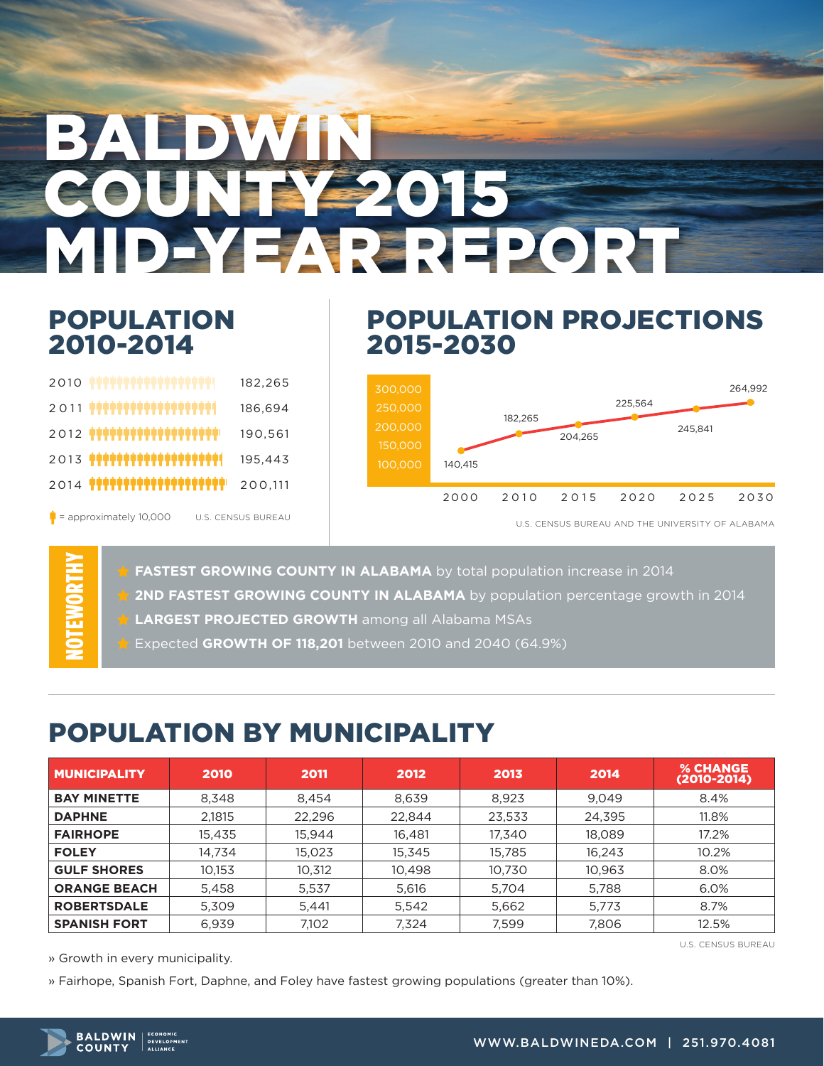# BALDWIN COUNTY 2015 MID-YEAR REPORT

## POPULATION 2010-2014

| Year | Population |
|---|---|
| 2010 | 182,265 |
| 2011 | 186,694 |
| 2012 | 190,561 |
| 2013 | 195,443 |
| 2014 | 200,111 |

= approximately 10,000

U.S. CENSUS BUREAU

## POPULATION PROJECTIONS 2015-2030

| Year | Population |
|---|---|
| 2000 | 140,415 |
| 2010 | 182,265 |
| 2015 | 204,265 |
| 2020 | 225,564 |
| 2025 | 245,841 |
| 2030 | 264,992 |

U.S. CENSUS BUREAU AND THE UNIVERSITY OF ALABAMA

## NOTEWORTHY

- **FASTEST GROWING COUNTY IN ALABAMA** by total population increase in 2014
- **2ND FASTEST GROWING COUNTY IN ALABAMA** by population percentage growth in 2014
- **LARGEST PROJECTED GROWTH** among all Alabama MSAs
- Expected **GROWTH OF 118,201** between 2010 and 2040 (64.9%)

## POPULATION BY MUNICIPALITY

| MUNICIPALITY | 2010 | 2011 | 2012 | 2013 | 2014 | % CHANGE (2010-2014) |
|---|---|---|---|---|---|---|
| BAY MINETTE | 8,348 | 8,454 | 8,639 | 8,923 | 9,049 | 8.4% |
| DAPHNE | 2,1815 | 22,296 | 22,844 | 23,533 | 24,395 | 11.8% |
| FAIRHOPE | 15,435 | 15,944 | 16,481 | 17,340 | 18,089 | 17.2% |
| FOLEY | 14,734 | 15,023 | 15,345 | 15,785 | 16,243 | 10.2% |
| GULF SHORES | 10,153 | 10,312 | 10,498 | 10,730 | 10,963 | 8.0% |
| ORANGE BEACH | 5,458 | 5,537 | 5,616 | 5,704 | 5,788 | 6.0% |
| ROBERTSDALE | 5,309 | 5,441 | 5,542 | 5,662 | 5,773 | 8.7% |
| SPANISH FORT | 6,939 | 7,102 | 7,324 | 7,599 | 7,806 | 12.5% |

U.S. CENSUS BUREAU

» Growth in every municipality.

» Fairhope, Spanish Fort, Daphne, and Foley have fastest growing populations (greater than 10%).

BALDWIN COUNTY ECONOMIC DEVELOPMENT ALLIANCE

WWW.BALDWINEDA.COM | 251.970.4081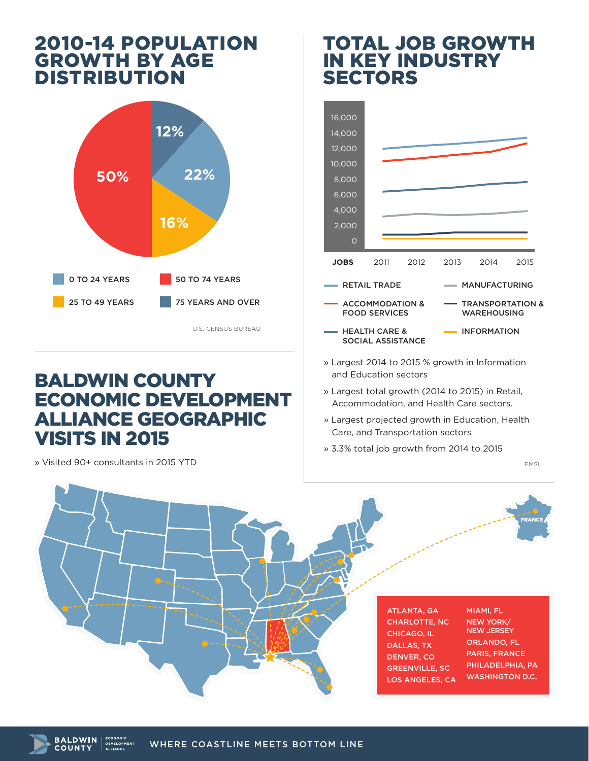## 2010-14 POPULATION GROWTH BY AGE DISTRIBUTION

| Age Group | Share |
|---|---|
| 0 TO 24 YEARS | 22% |
| 25 TO 49 YEARS | 16% |
| 50 TO 74 YEARS | 50% |
| 75 YEARS AND OVER | 12% |

U.S. CENSUS BUREAU

## TOTAL JOB GROWTH IN KEY INDUSTRY SECTORS

JOBS: 0, 2,000, 4,000, 6,000, 8,000, 10,000, 12,000, 14,000, 16,000

Years: 2011, 2012, 2013, 2014, 2015

- RETAIL TRADE
- ACCOMMODATION & FOOD SERVICES
- HEALTH CARE & SOCIAL ASSISTANCE
- MANUFACTURING
- TRANSPORTATION & WAREHOUSING
- INFORMATION

» Largest 2014 to 2015 % growth in Information and Education sectors

» Largest total growth (2014 to 2015) in Retail, Accommodation, and Health Care sectors.

» Largest projected growth in Education, Health Care, and Transportation sectors

» 3.3% total job growth from 2014 to 2015

EMSI

## BALDWIN COUNTY ECONOMIC DEVELOPMENT ALLIANCE GEOGRAPHIC VISITS IN 2015

» Visited 90+ consultants in 2015 YTD

FRANCE

- ATLANTA, GA
- CHARLOTTE, NC
- CHICAGO, IL
- DALLAS, TX
- DENVER, CO
- GREENVILLE, SC
- LOS ANGELES, CA
- MIAMI, FL
- NEW YORK/ NEW JERSEY
- ORLANDO, FL
- PARIS, FRANCE
- PHILADELPHIA, PA
- WASHINGTON D.C.

BALDWIN COUNTY ECONOMIC DEVELOPMENT ALLIANCE

WHERE COASTLINE MEETS BOTTOM LINE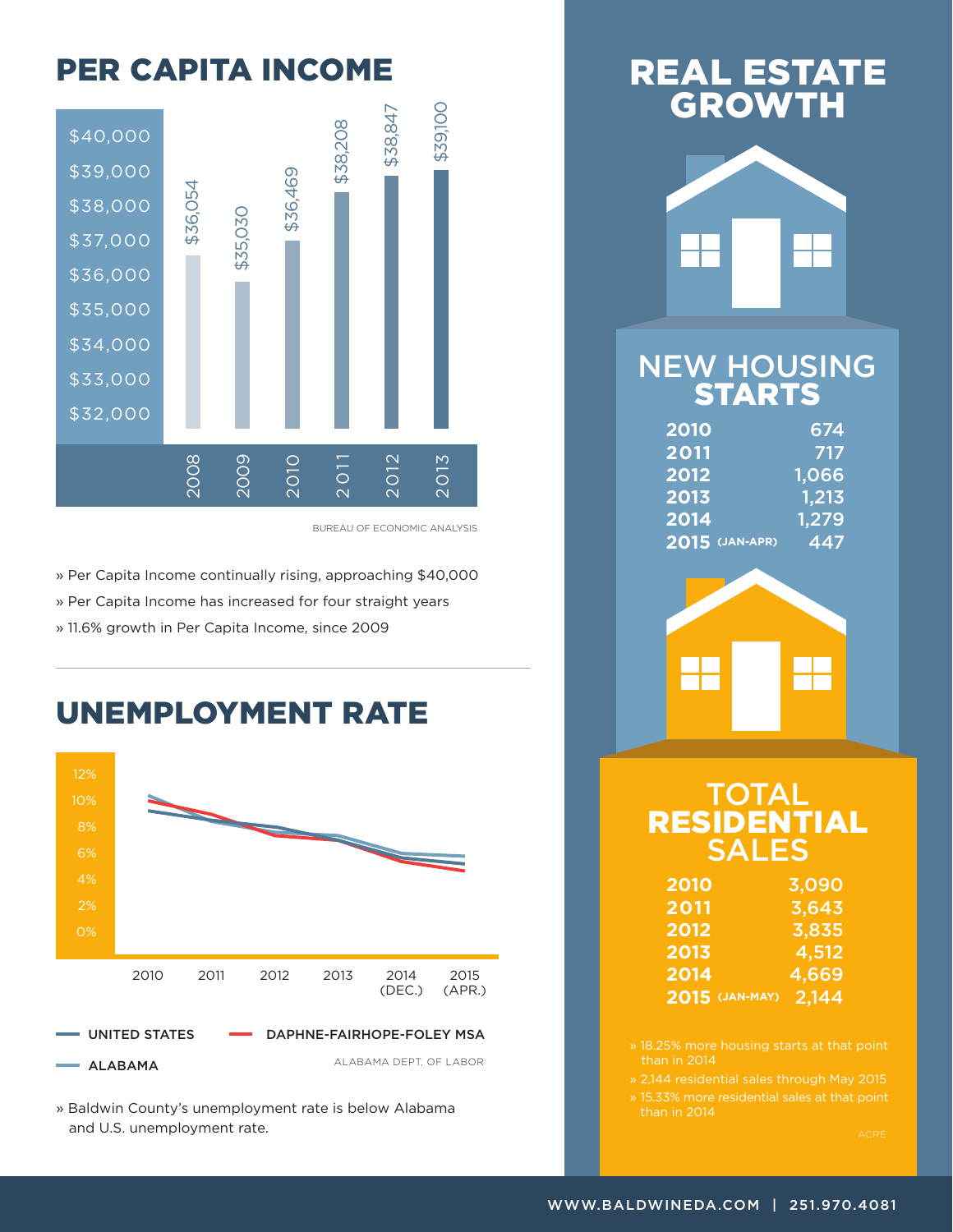## PER CAPITA INCOME

| Year | Per Capita Income |
|---|---|
| 2008 | $36,054 |
| 2009 | $35,030 |
| 2010 | $36,469 |
| 2011 | $38,208 |
| 2012 | $38,847 |
| 2013 | $39,100 |

BUREAU OF ECONOMIC ANALYSIS

» Per Capita Income continually rising, approaching $40,000

» Per Capita Income has increased for four straight years

» 11.6% growth in Per Capita Income, since 2009

## UNEMPLOYMENT RATE

UNITED STATES | DAPHNE-FAIRHOPE-FOLEY MSA | ALABAMA

2010 | 2011 | 2012 | 2013 | 2014 (DEC.) | 2015 (APR.)

ALABAMA DEPT. OF LABOR

» Baldwin County's unemployment rate is below Alabama and U.S. unemployment rate.

## REAL ESTATE GROWTH

### NEW HOUSING STARTS

| Year | Starts |
|---|---|
| 2010 | 674 |
| 2011 | 717 |
| 2012 | 1,066 |
| 2013 | 1,213 |
| 2014 | 1,279 |
| 2015 (JAN-APR) | 447 |

### TOTAL RESIDENTIAL SALES

| Year | Sales |
|---|---|
| 2010 | 3,090 |
| 2011 | 3,643 |
| 2012 | 3,835 |
| 2013 | 4,512 |
| 2014 | 4,669 |
| 2015 (JAN-MAY) | 2,144 |

» 18.25% more housing starts at that point than in 2014

» 2,144 residential sales through May 2015

» 15.33% more residential sales at that point than in 2014

ACRE

WWW.BALDWINEDA.COM | 251.970.4081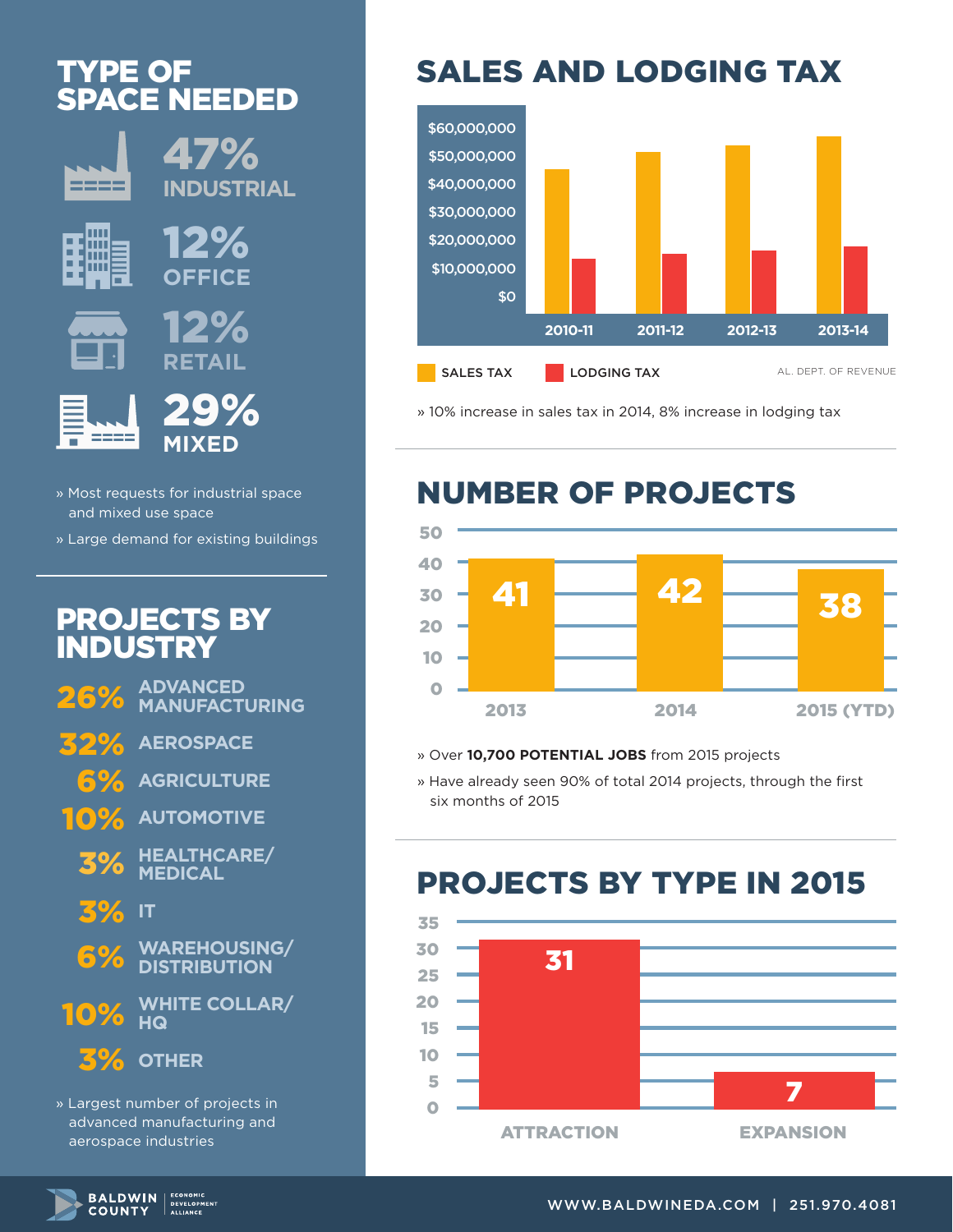## TYPE OF SPACE NEEDED

47% INDUSTRIAL

12% OFFICE

12% RETAIL

29% MIXED

- » Most requests for industrial space and mixed use space
- » Large demand for existing buildings

## PROJECTS BY INDUSTRY

26% ADVANCED MANUFACTURING

32% AEROSPACE

6% AGRICULTURE

10% AUTOMOTIVE

3% HEALTHCARE/ MEDICAL

3% IT

6% WAREHOUSING/ DISTRIBUTION

10% WHITE COLLAR/ HQ

3% OTHER

- » Largest number of projects in advanced manufacturing and aerospace industries

## SALES AND LODGING TAX

$60,000,000
$50,000,000
$40,000,000
$30,000,000
$20,000,000
$10,000,000
$0

2010-11
2011-12
2012-13
2013-14

SALES TAX
LODGING TAX

AL. DEPT. OF REVENUE

- » 10% increase in sales tax in 2014, 8% increase in lodging tax

## NUMBER OF PROJECTS

50
40
30
20
10
0

41
42
38

2013
2014
2015 (YTD)

- » Over **10,700 POTENTIAL JOBS** from 2015 projects
- » Have already seen 90% of total 2014 projects, through the first six months of 2015

## PROJECTS BY TYPE IN 2015

35
30
25
20
15
10
5
0

31
7

ATTRACTION
EXPANSION

BALDWIN COUNTY ECONOMIC DEVELOPMENT ALLIANCE

WWW.BALDWINEDA.COM | 251.970.4081